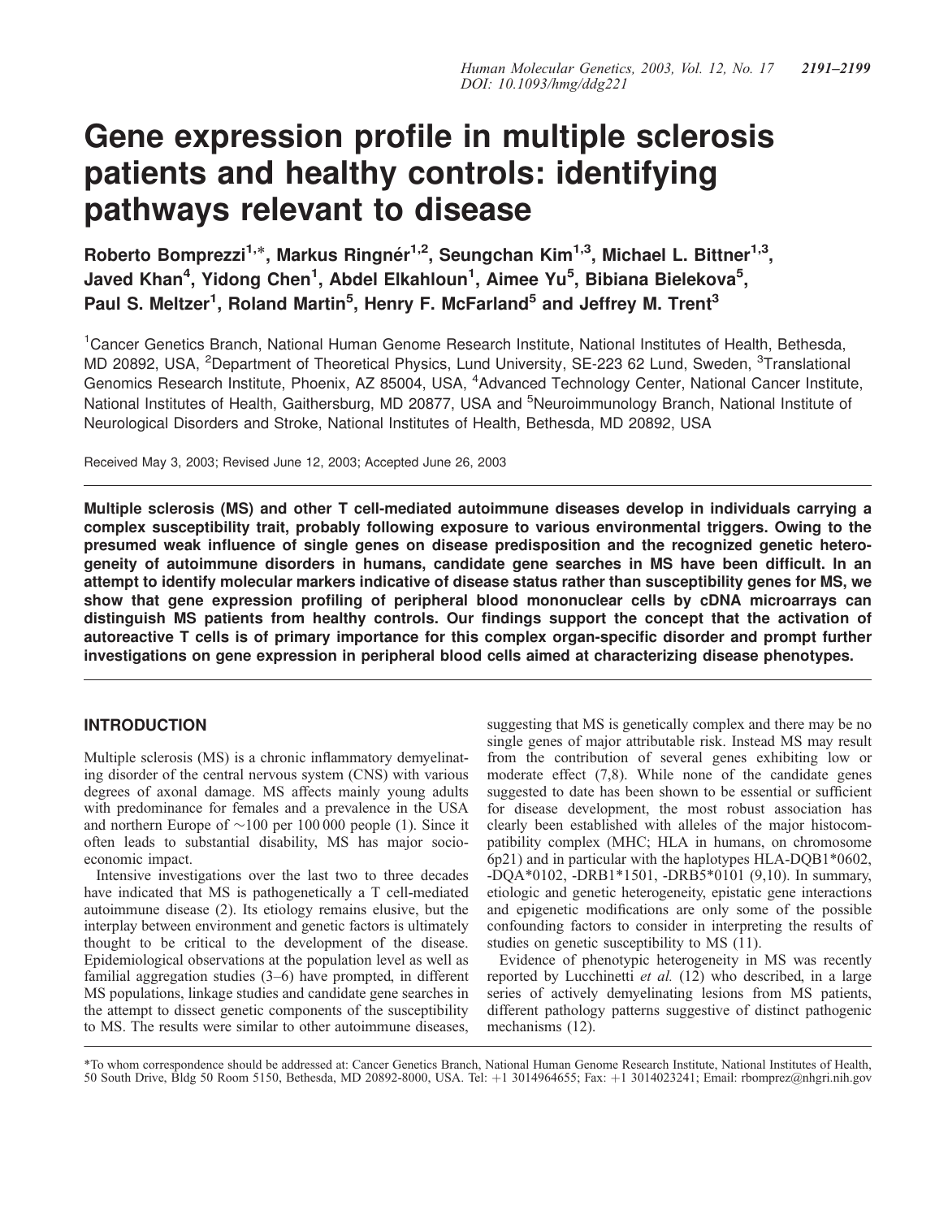# Gene expression profile in multiple sclerosis patients and healthy controls: identifying pathways relevant to disease

**Roberto Bomprezzi[1,*], Markus Ringnér[1,2], Seungchan Kim[1,3], Michael L. Bittner[1,3], Javed Khan[4], Yidong Chen[1], Abdel Elkahloun[1], Aimee Yu[5], Bibiana Bielekova[5], Paul S. Meltzer[1], Roland Martin[5], Henry F. McFarland[5] and Jeffrey M. Trent[3]**

[1]Cancer Genetics Branch, National Human Genome Research Institute, National Institutes of Health, Bethesda, MD 20892, USA, [2]Department of Theoretical Physics, Lund University, SE-223 62 Lund, Sweden, [3]Translational Genomics Research Institute, Phoenix, AZ 85004, USA, [4]Advanced Technology Center, National Cancer Institute, National Institutes of Health, Gaithersburg, MD 20877, USA and [5]Neuroimmunology Branch, National Institute of Neurological Disorders and Stroke, National Institutes of Health, Bethesda, MD 20892, USA

Received May 3, 2003; Revised June 12, 2003; Accepted June 26, 2003

**Multiple sclerosis (MS) and other T cell-mediated autoimmune diseases develop in individuals carrying a complex susceptibility trait, probably following exposure to various environmental triggers. Owing to the presumed weak influence of single genes on disease predisposition and the recognized genetic heterogeneity of autoimmune disorders in humans, candidate gene searches in MS have been difficult. In an attempt to identify molecular markers indicative of disease status rather than susceptibility genes for MS, we show that gene expression profiling of peripheral blood mononuclear cells by cDNA microarrays can distinguish MS patients from healthy controls. Our findings support the concept that the activation of autoreactive T cells is of primary importance for this complex organ-specific disorder and prompt further investigations on gene expression in peripheral blood cells aimed at characterizing disease phenotypes.**

## INTRODUCTION

Multiple sclerosis (MS) is a chronic inflammatory demyelinating disorder of the central nervous system (CNS) with various degrees of axonal damage. MS affects mainly young adults with predominance for females and a prevalence in the USA and northern Europe of ~100 per 100 000 people (1). Since it often leads to substantial disability, MS has major socioeconomic impact.

Intensive investigations over the last two to three decades have indicated that MS is pathogenetically a T cell-mediated autoimmune disease (2). Its etiology remains elusive, but the interplay between environment and genetic factors is ultimately thought to be critical to the development of the disease. Epidemiological observations at the population level as well as familial aggregation studies (3–6) have prompted, in different MS populations, linkage studies and candidate gene searches in the attempt to dissect genetic components of the susceptibility to MS. The results were similar to other autoimmune diseases, suggesting that MS is genetically complex and there may be no single genes of major attributable risk. Instead MS may result from the contribution of several genes exhibiting low or moderate effect (7,8). While none of the candidate genes suggested to date has been shown to be essential or sufficient for disease development, the most robust association has clearly been established with alleles of the major histocompatibility complex (MHC; HLA in humans, on chromosome 6p21) and in particular with the haplotypes HLA-DQB1*0602, -DQA*0102, -DRB1*1501, -DRB5*0101 (9,10). In summary, etiologic and genetic heterogeneity, epistatic gene interactions and epigenetic modifications are only some of the possible confounding factors to consider in interpreting the results of studies on genetic susceptibility to MS (11).

Evidence of phenotypic heterogeneity in MS was recently reported by Lucchinetti *et al.* (12) who described, in a large series of actively demyelinating lesions from MS patients, different pathology patterns suggestive of distinct pathogenic mechanisms (12).

*To whom correspondence should be addressed at: Cancer Genetics Branch, National Human Genome Research Institute, National Institutes of Health, 50 South Drive, Bldg 50 Room 5150, Bethesda, MD 20892-8000, USA. Tel: +1 3014964655; Fax: +1 3014023241; Email: rbomprez@nhgri.nih.gov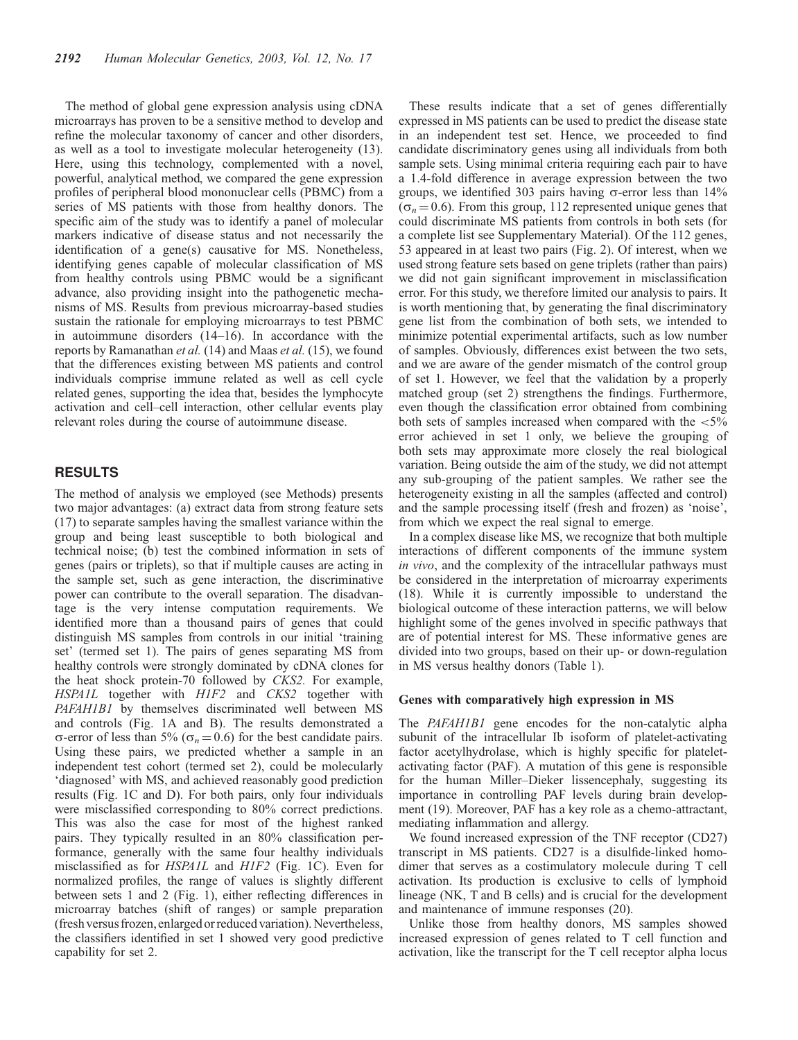The method of global gene expression analysis using cDNA microarrays has proven to be a sensitive method to develop and refine the molecular taxonomy of cancer and other disorders, as well as a tool to investigate molecular heterogeneity (13). Here, using this technology, complemented with a novel, powerful, analytical method, we compared the gene expression profiles of peripheral blood mononuclear cells (PBMC) from a series of MS patients with those from healthy donors. The specific aim of the study was to identify a panel of molecular markers indicative of disease status and not necessarily the identification of a gene(s) causative for MS. Nonetheless, identifying genes capable of molecular classification of MS from healthy controls using PBMC would be a significant advance, also providing insight into the pathogenetic mechanisms of MS. Results from previous microarray-based studies sustain the rationale for employing microarrays to test PBMC in autoimmune disorders (14–16). In accordance with the reports by Ramanathan *et al.* (14) and Maas *et al.* (15), we found that the differences existing between MS patients and control individuals comprise immune related as well as cell cycle related genes, supporting the idea that, besides the lymphocyte activation and cell–cell interaction, other cellular events play relevant roles during the course of autoimmune disease.

## RESULTS

The method of analysis we employed (see Methods) presents two major advantages: (a) extract data from strong feature sets (17) to separate samples having the smallest variance within the group and being least susceptible to both biological and technical noise; (b) test the combined information in sets of genes (pairs or triplets), so that if multiple causes are acting in the sample set, such as gene interaction, the discriminative power can contribute to the overall separation. The disadvantage is the very intense computation requirements. We identified more than a thousand pairs of genes that could distinguish MS samples from controls in our initial 'training set' (termed set 1). The pairs of genes separating MS from healthy controls were strongly dominated by cDNA clones for the heat shock protein-70 followed by *CKS2*. For example, *HSPA1L* together with *H1F2* and *CKS2* together with *PAFAH1B1* by themselves discriminated well between MS and controls (Fig. 1A and B). The results demonstrated a σ-error of less than 5% ($\sigma_n = 0.6$) for the best candidate pairs. Using these pairs, we predicted whether a sample in an independent test cohort (termed set 2), could be molecularly 'diagnosed' with MS, and achieved reasonably good prediction results (Fig. 1C and D). For both pairs, only four individuals were misclassified corresponding to 80% correct predictions. This was also the case for most of the highest ranked pairs. They typically resulted in an 80% classification performance, generally with the same four healthy individuals misclassified as for *HSPA1L* and *H1F2* (Fig. 1C). Even for normalized profiles, the range of values is slightly different between sets 1 and 2 (Fig. 1), either reflecting differences in microarray batches (shift of ranges) or sample preparation (fresh versus frozen, enlarged or reduced variation). Nevertheless, the classifiers identified in set 1 showed very good predictive capability for set 2.

These results indicate that a set of genes differentially expressed in MS patients can be used to predict the disease state in an independent test set. Hence, we proceeded to find candidate discriminatory genes using all individuals from both sample sets. Using minimal criteria requiring each pair to have a 1.4-fold difference in average expression between the two groups, we identified 303 pairs having σ-error less than 14% ($\sigma_n = 0.6$). From this group, 112 represented unique genes that could discriminate MS patients from controls in both sets (for a complete list see Supplementary Material). Of the 112 genes, 53 appeared in at least two pairs (Fig. 2). Of interest, when we used strong feature sets based on gene triplets (rather than pairs) we did not gain significant improvement in misclassification error. For this study, we therefore limited our analysis to pairs. It is worth mentioning that, by generating the final discriminatory gene list from the combination of both sets, we intended to minimize potential experimental artifacts, such as low number of samples. Obviously, differences exist between the two sets, and we are aware of the gender mismatch of the control group of set 1. However, we feel that the validation by a properly matched group (set 2) strengthens the findings. Furthermore, even though the classification error obtained from combining both sets of samples increased when compared with the <5% error achieved in set 1 only, we believe the grouping of both sets may approximate more closely the real biological variation. Being outside the aim of the study, we did not attempt any sub-grouping of the patient samples. We rather see the heterogeneity existing in all the samples (affected and control) and the sample processing itself (fresh and frozen) as 'noise', from which we expect the real signal to emerge.

In a complex disease like MS, we recognize that both multiple interactions of different components of the immune system *in vivo*, and the complexity of the intracellular pathways must be considered in the interpretation of microarray experiments (18). While it is currently impossible to understand the biological outcome of these interaction patterns, we will below highlight some of the genes involved in specific pathways that are of potential interest for MS. These informative genes are divided into two groups, based on their up- or down-regulation in MS versus healthy donors (Table 1).

### Genes with comparatively high expression in MS

The *PAFAH1B1* gene encodes for the non-catalytic alpha subunit of the intracellular Ib isoform of platelet-activating factor acetylhydrolase, which is highly specific for platelet-activating factor (PAF). A mutation of this gene is responsible for the human Miller–Dieker lissencephaly, suggesting its importance in controlling PAF levels during brain development (19). Moreover, PAF has a key role as a chemo-attractant, mediating inflammation and allergy.

We found increased expression of the TNF receptor (CD27) transcript in MS patients. CD27 is a disulfide-linked homodimer that serves as a costimulatory molecule during T cell activation. Its production is exclusive to cells of lymphoid lineage (NK, T and B cells) and is crucial for the development and maintenance of immune responses (20).

Unlike those from healthy donors, MS samples showed increased expression of genes related to T cell function and activation, like the transcript for the T cell receptor alpha locus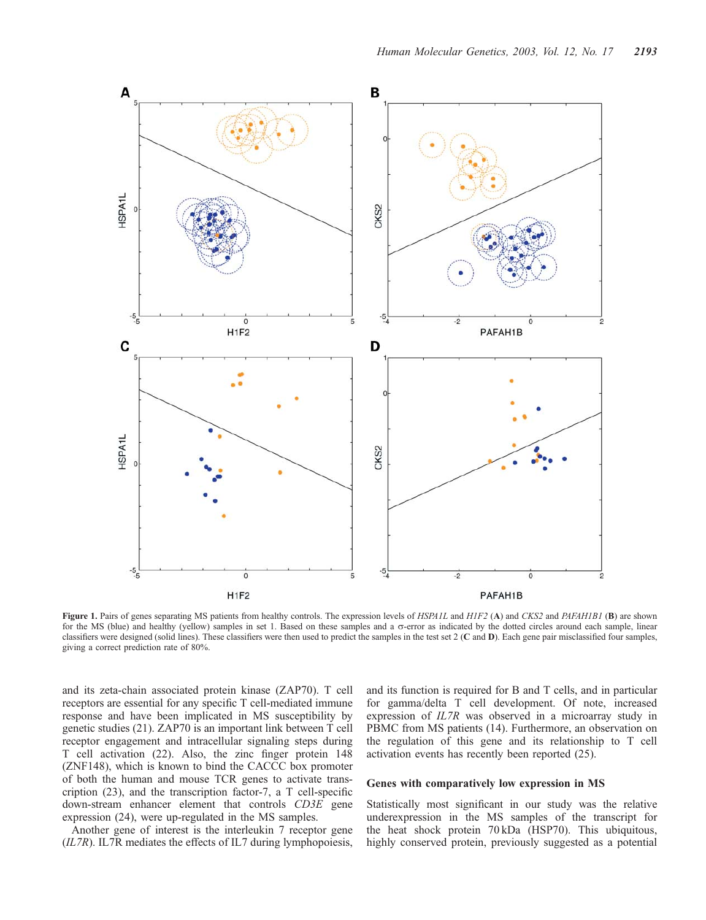**Figure 1.** Pairs of genes separating MS patients from healthy controls. The expression levels of *HSPA1L* and *H1F2* (**A**) and *CKS2* and *PAFAH1B1* (**B**) are shown for the MS (blue) and healthy (yellow) samples in set 1. Based on these samples and a σ-error as indicated by the dotted circles around each sample, linear classifiers were designed (solid lines). These classifiers were then used to predict the samples in the test set 2 (**C** and **D**). Each gene pair misclassified four samples, giving a correct prediction rate of 80%.

and its zeta-chain associated protein kinase (ZAP70). T cell receptors are essential for any specific T cell-mediated immune response and have been implicated in MS susceptibility by genetic studies (21). ZAP70 is an important link between T cell receptor engagement and intracellular signaling steps during T cell activation (22). Also, the zinc finger protein 148 (ZNF148), which is known to bind the CACCC box promoter of both the human and mouse TCR genes to activate transcription (23), and the transcription factor-7, a T cell-specific down-stream enhancer element that controls *CD3E* gene expression (24), were up-regulated in the MS samples.

Another gene of interest is the interleukin 7 receptor gene (*IL7R*). IL7R mediates the effects of IL7 during lymphopoiesis, and its function is required for B and T cells, and in particular for gamma/delta T cell development. Of note, increased expression of *IL7R* was observed in a microarray study in PBMC from MS patients (14). Furthermore, an observation on the regulation of this gene and its relationship to T cell activation events has recently been reported (25).

## Genes with comparatively low expression in MS

Statistically most significant in our study was the relative underexpression in the MS samples of the transcript for the heat shock protein 70 kDa (HSP70). This ubiquitous, highly conserved protein, previously suggested as a potential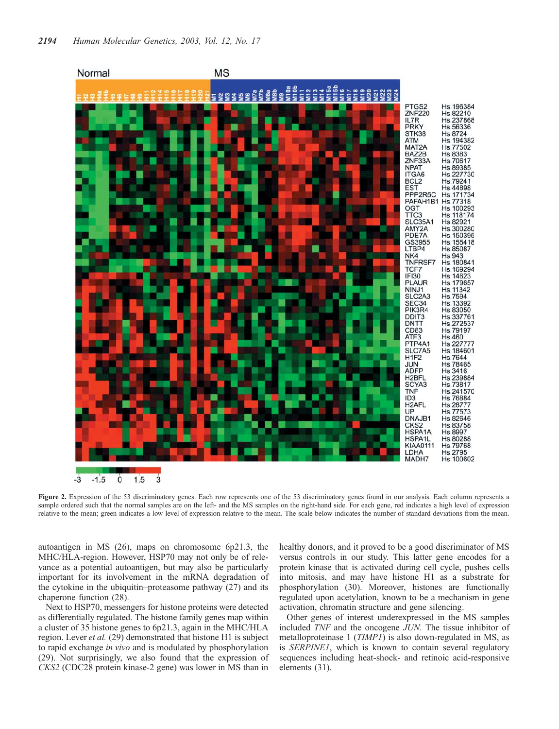Figure 2. Expression of the 53 discriminatory genes. Each row represents one of the 53 discriminatory genes found in our analysis. Each column represents a sample ordered such that the normal samples are on the left- and the MS samples on the right-hand side. For each gene, red indicates a high level of expression relative to the mean; green indicates a low level of expression relative to the mean. The scale below indicates the number of standard deviations from the mean.

autoantigen in MS (26), maps on chromosome 6p21.3, the MHC/HLA-region. However, HSP70 may not only be of relevance as a potential autoantigen, but may also be particularly important for its involvement in the mRNA degradation of the cytokine in the ubiquitin–proteasome pathway (27) and its chaperone function (28).

Next to HSP70, messengers for histone proteins were detected as differentially regulated. The histone family genes map within a cluster of 35 histone genes to 6p21.3, again in the MHC/HLA region. Lever *et al.* (29) demonstrated that histone H1 is subject to rapid exchange *in vivo* and is modulated by phosphorylation (29). Not surprisingly, we also found that the expression of *CKS2* (CDC28 protein kinase-2 gene) was lower in MS than in healthy donors, and it proved to be a good discriminator of MS versus controls in our study. This latter gene encodes for a protein kinase that is activated during cell cycle, pushes cells into mitosis, and may have histone H1 as a substrate for phosphorylation (30). Moreover, histones are functionally regulated upon acetylation, known to be a mechanism in gene activation, chromatin structure and gene silencing.

Other genes of interest underexpressed in the MS samples included *TNF* and the oncogene *JUN.* The tissue inhibitor of metalloproteinase 1 (*TIMP1*) is also down-regulated in MS, as is *SERPINE1*, which is known to contain several regulatory sequences including heat-shock- and retinoic acid-responsive elements (31).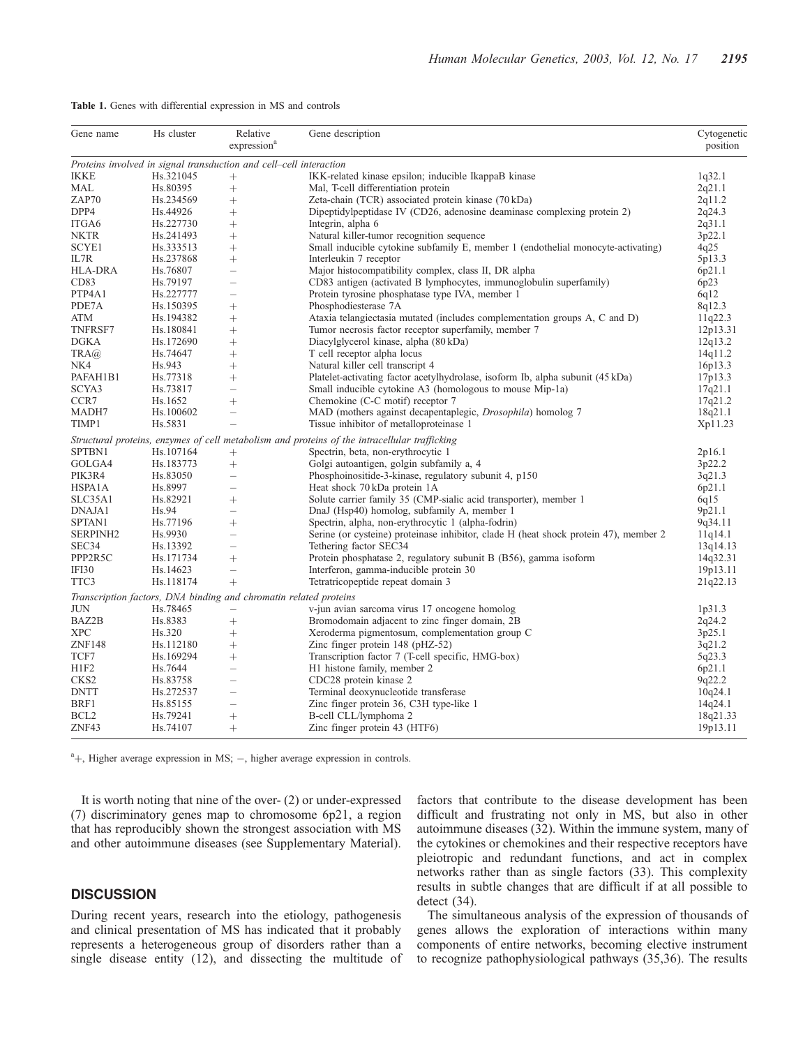**Table 1.** Genes with differential expression in MS and controls

| Gene name | Hs cluster | Relative expression[a] | Gene description | Cytogenetic position |
|---|---|---|---|---|
| *Proteins involved in signal transduction and cell–cell interaction* | | | | |
| IKKE | Hs.321045 | + | IKK-related kinase epsilon; inducible IkappaB kinase | 1q32.1 |
| MAL | Hs.80395 | + | Mal, T-cell differentiation protein | 2q21.1 |
| ZAP70 | Hs.234569 | + | Zeta-chain (TCR) associated protein kinase (70 kDa) | 2q11.2 |
| DPP4 | Hs.44926 | + | Dipeptidylpeptidase IV (CD26, adenosine deaminase complexing protein 2) | 2q24.3 |
| ITGA6 | Hs.227730 | + | Integrin, alpha 6 | 2q31.1 |
| NKTR | Hs.241493 | + | Natural killer-tumor recognition sequence | 3p22.1 |
| SCYE1 | Hs.333513 | + | Small inducible cytokine subfamily E, member 1 (endothelial monocyte-activating) | 4q25 |
| IL7R | Hs.237868 | + | Interleukin 7 receptor | 5p13.3 |
| HLA-DRA | Hs.76807 | − | Major histocompatibility complex, class II, DR alpha | 6p21.1 |
| CD83 | Hs.79197 | − | CD83 antigen (activated B lymphocytes, immunoglobulin superfamily) | 6p23 |
| PTP4A1 | Hs.227777 | − | Protein tyrosine phosphatase type IVA, member 1 | 6q12 |
| PDE7A | Hs.150395 | + | Phosphodiesterase 7A | 8q12.3 |
| ATM | Hs.194382 | + | Ataxia telangiectasia mutated (includes complementation groups A, C and D) | 11q22.3 |
| TNFRSF7 | Hs.180841 | + | Tumor necrosis factor receptor superfamily, member 7 | 12p13.31 |
| DGKA | Hs.172690 | + | Diacylglycerol kinase, alpha (80 kDa) | 12q13.2 |
| TRA@ | Hs.74647 | + | T cell receptor alpha locus | 14q11.2 |
| NK4 | Hs.943 | + | Natural killer cell transcript 4 | 16p13.3 |
| PAFAH1B1 | Hs.77318 | + | Platelet-activating factor acetylhydrolase, isoform Ib, alpha subunit (45 kDa) | 17p13.3 |
| SCYA3 | Hs.73817 | − | Small inducible cytokine A3 (homologous to mouse Mip-1a) | 17q21.1 |
| CCR7 | Hs.1652 | + | Chemokine (C-C motif) receptor 7 | 17q21.2 |
| MADH7 | Hs.100602 | − | MAD (mothers against decapentaplegic, *Drosophila*) homolog 7 | 18q21.1 |
| TIMP1 | Hs.5831 | − | Tissue inhibitor of metalloproteinase 1 | Xp11.23 |
| *Structural proteins, enzymes of cell metabolism and proteins of the intracellular trafficking* | | | | |
| SPTBN1 | Hs.107164 | + | Spectrin, beta, non-erythrocytic 1 | 2p16.1 |
| GOLGA4 | Hs.183773 | + | Golgi autoantigen, golgin subfamily a, 4 | 3p22.2 |
| PIK3R4 | Hs.83050 | − | Phosphoinositide-3-kinase, regulatory subunit 4, p150 | 3q21.3 |
| HSPA1A | Hs.8997 | − | Heat shock 70 kDa protein 1A | 6p21.1 |
| SLC35A1 | Hs.82921 | + | Solute carrier family 35 (CMP-sialic acid transporter), member 1 | 6q15 |
| DNAJA1 | Hs.94 | − | DnaJ (Hsp40) homolog, subfamily A, member 1 | 9p21.1 |
| SPTAN1 | Hs.77196 | + | Spectrin, alpha, non-erythrocytic 1 (alpha-fodrin) | 9q34.11 |
| SERPINH2 | Hs.9930 | − | Serine (or cysteine) proteinase inhibitor, clade H (heat shock protein 47), member 2 | 11q14.1 |
| SEC34 | Hs.13392 | − | Tethering factor SEC34 | 13q14.13 |
| PPP2R5C | Hs.171734 | + | Protein phosphatase 2, regulatory subunit B (B56), gamma isoform | 14q32.31 |
| IFI30 | Hs.14623 | − | Interferon, gamma-inducible protein 30 | 19p13.11 |
| TTC3 | Hs.118174 | + | Tetratricopeptide repeat domain 3 | 21q22.13 |
| *Transcription factors, DNA binding and chromatin related proteins* | | | | |
| JUN | Hs.78465 | − | v-jun avian sarcoma virus 17 oncogene homolog | 1p31.3 |
| BAZ2B | Hs.8383 | + | Bromodomain adjacent to zinc finger domain, 2B | 2q24.2 |
| XPC | Hs.320 | + | Xeroderma pigmentosum, complementation group C | 3p25.1 |
| ZNF148 | Hs.112180 | + | Zinc finger protein 148 (pHZ-52) | 3q21.2 |
| TCF7 | Hs.169294 | + | Transcription factor 7 (T-cell specific, HMG-box) | 5q23.3 |
| H1F2 | Hs.7644 | − | H1 histone family, member 2 | 6p21.1 |
| CKS2 | Hs.83758 | − | CDC28 protein kinase 2 | 9q22.2 |
| DNTT | Hs.272537 | − | Terminal deoxynucleotide transferase | 10q24.1 |
| BRF1 | Hs.85155 | − | Zinc finger protein 36, C3H type-like 1 | 14q24.1 |
| BCL2 | Hs.79241 | + | B-cell CLL/lymphoma 2 | 18q21.33 |
| ZNF43 | Hs.74107 | + | Zinc finger protein 43 (HTF6) | 19p13.11 |

[a]+, Higher average expression in MS; −, higher average expression in controls.

It is worth noting that nine of the over- (2) or under-expressed (7) discriminatory genes map to chromosome 6p21, a region that has reproducibly shown the strongest association with MS and other autoimmune diseases (see Supplementary Material).

## DISCUSSION

During recent years, research into the etiology, pathogenesis and clinical presentation of MS has indicated that it probably represents a heterogeneous group of disorders rather than a single disease entity (12), and dissecting the multitude of factors that contribute to the disease development has been difficult and frustrating not only in MS, but also in other autoimmune diseases (32). Within the immune system, many of the cytokines or chemokines and their respective receptors have pleiotropic and redundant functions, and act in complex networks rather than as single factors (33). This complexity results in subtle changes that are difficult if at all possible to detect (34).

The simultaneous analysis of the expression of thousands of genes allows the exploration of interactions within many components of entire networks, becoming elective instrument to recognize pathophysiological pathways (35,36). The results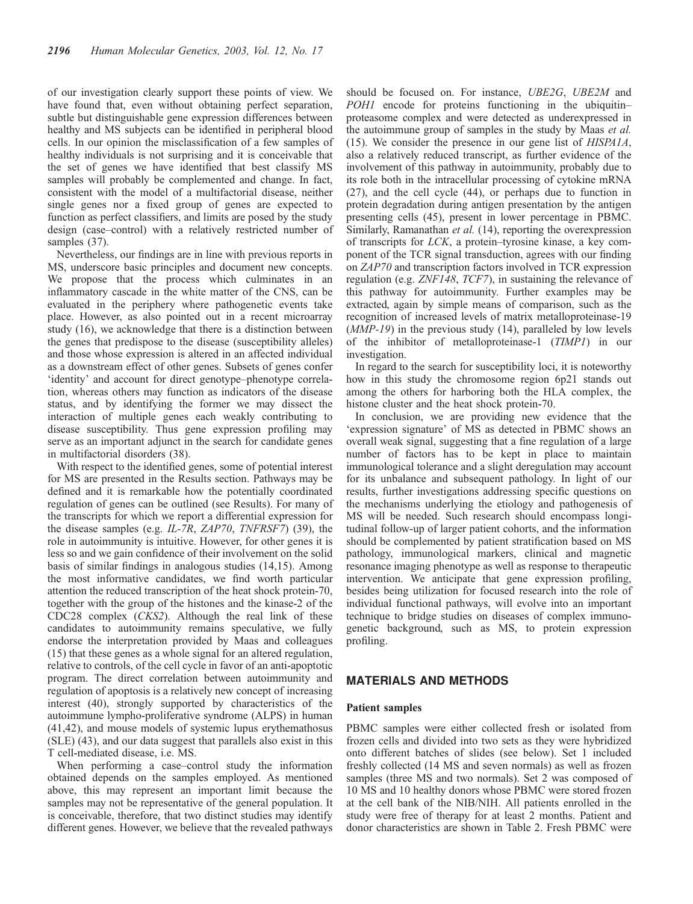of our investigation clearly support these points of view. We have found that, even without obtaining perfect separation, subtle but distinguishable gene expression differences between healthy and MS subjects can be identified in peripheral blood cells. In our opinion the misclassification of a few samples of healthy individuals is not surprising and it is conceivable that the set of genes we have identified that best classify MS samples will probably be complemented and change. In fact, consistent with the model of a multifactorial disease, neither single genes nor a fixed group of genes are expected to function as perfect classifiers, and limits are posed by the study design (case–control) with a relatively restricted number of samples (37).

Nevertheless, our findings are in line with previous reports in MS, underscore basic principles and document new concepts. We propose that the process which culminates in an inflammatory cascade in the white matter of the CNS, can be evaluated in the periphery where pathogenetic events take place. However, as also pointed out in a recent microarray study (16), we acknowledge that there is a distinction between the genes that predispose to the disease (susceptibility alleles) and those whose expression is altered in an affected individual as a downstream effect of other genes. Subsets of genes confer 'identity' and account for direct genotype–phenotype correlation, whereas others may function as indicators of the disease status, and by identifying the former we may dissect the interaction of multiple genes each weakly contributing to disease susceptibility. Thus gene expression profiling may serve as an important adjunct in the search for candidate genes in multifactorial disorders (38).

With respect to the identified genes, some of potential interest for MS are presented in the Results section. Pathways may be defined and it is remarkable how the potentially coordinated regulation of genes can be outlined (see Results). For many of the transcripts for which we report a differential expression for the disease samples (e.g. *IL-7R*, *ZAP70*, *TNFRSF7*) (39), the role in autoimmunity is intuitive. However, for other genes it is less so and we gain confidence of their involvement on the solid basis of similar findings in analogous studies (14,15). Among the most informative candidates, we find worth particular attention the reduced transcription of the heat shock protein-70, together with the group of the histones and the kinase-2 of the CDC28 complex (*CKS2*). Although the real link of these candidates to autoimmunity remains speculative, we fully endorse the interpretation provided by Maas and colleagues (15) that these genes as a whole signal for an altered regulation, relative to controls, of the cell cycle in favor of an anti-apoptotic program. The direct correlation between autoimmunity and regulation of apoptosis is a relatively new concept of increasing interest (40), strongly supported by characteristics of the autoimmune lympho-proliferative syndrome (ALPS) in human (41,42), and mouse models of systemic lupus erythematosus (SLE) (43), and our data suggest that parallels also exist in this T cell-mediated disease, i.e. MS.

When performing a case–control study the information obtained depends on the samples employed. As mentioned above, this may represent an important limit because the samples may not be representative of the general population. It is conceivable, therefore, that two distinct studies may identify different genes. However, we believe that the revealed pathways should be focused on. For instance, *UBE2G*, *UBE2M* and *POH1* encode for proteins functioning in the ubiquitin–proteasome complex and were detected as underexpressed in the autoimmune group of samples in the study by Maas *et al.* (15). We consider the presence in our gene list of *HISPA1A*, also a relatively reduced transcript, as further evidence of the involvement of this pathway in autoimmunity, probably due to its role both in the intracellular processing of cytokine mRNA (27), and the cell cycle (44), or perhaps due to function in protein degradation during antigen presentation by the antigen presenting cells (45), present in lower percentage in PBMC. Similarly, Ramanathan *et al.* (14), reporting the overexpression of transcripts for *LCK*, a protein–tyrosine kinase, a key component of the TCR signal transduction, agrees with our finding on *ZAP70* and transcription factors involved in TCR expression regulation (e.g. *ZNF148*, *TCF7*), in sustaining the relevance of this pathway for autoimmunity. Further examples may be extracted, again by simple means of comparison, such as the recognition of increased levels of matrix metalloproteinase-19 (*MMP-19*) in the previous study (14), paralleled by low levels of the inhibitor of metalloproteinase-1 (*TIMP1*) in our investigation.

In regard to the search for susceptibility loci, it is noteworthy how in this study the chromosome region 6p21 stands out among the others for harboring both the HLA complex, the histone cluster and the heat shock protein-70.

In conclusion, we are providing new evidence that the 'expression signature' of MS as detected in PBMC shows an overall weak signal, suggesting that a fine regulation of a large number of factors has to be kept in place to maintain immunological tolerance and a slight deregulation may account for its unbalance and subsequent pathology. In light of our results, further investigations addressing specific questions on the mechanisms underlying the etiology and pathogenesis of MS will be needed. Such research should encompass longitudinal follow-up of larger patient cohorts, and the information should be complemented by patient stratification based on MS pathology, immunological markers, clinical and magnetic resonance imaging phenotype as well as response to therapeutic intervention. We anticipate that gene expression profiling, besides being utilization for focused research into the role of individual functional pathways, will evolve into an important technique to bridge studies on diseases of complex immunogenetic background, such as MS, to protein expression profiling.

## MATERIALS AND METHODS

### Patient samples

PBMC samples were either collected fresh or isolated from frozen cells and divided into two sets as they were hybridized onto different batches of slides (see below). Set 1 included freshly collected (14 MS and seven normals) as well as frozen samples (three MS and two normals). Set 2 was composed of 10 MS and 10 healthy donors whose PBMC were stored frozen at the cell bank of the NIB/NIH. All patients enrolled in the study were free of therapy for at least 2 months. Patient and donor characteristics are shown in Table 2. Fresh PBMC were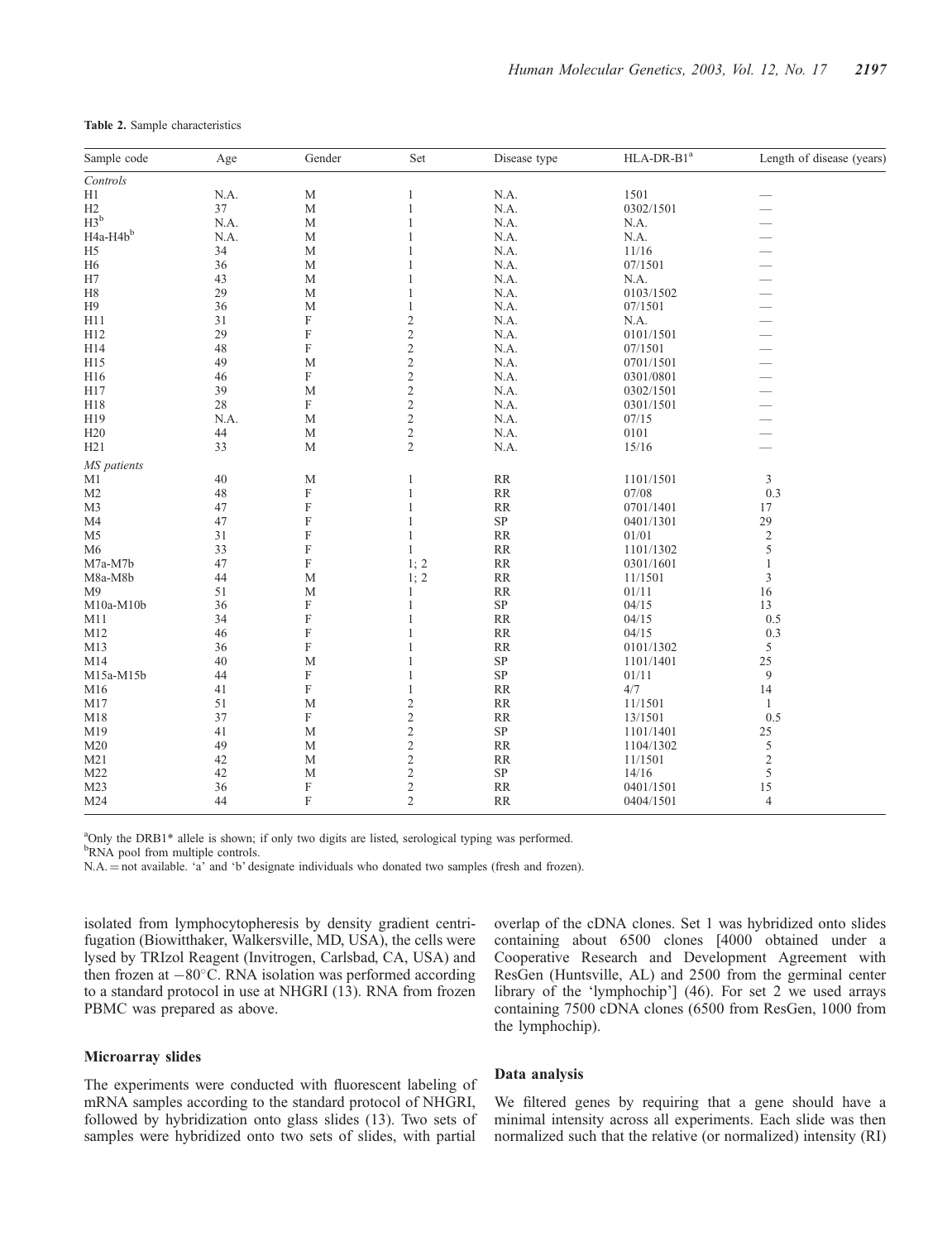**Table 2.** Sample characteristics

| Sample code | Age | Gender | Set | Disease type | HLA-DR-B1[a] | Length of disease (years) |
|---|---|---|---|---|---|---|
| *Controls* | | | | | | |
| H1 | N.A. | M | 1 | N.A. | 1501 | — |
| H2 | 37 | M | 1 | N.A. | 0302/1501 | — |
| H3[b] | N.A. | M | 1 | N.A. | N.A. | — |
| H4a-H4b[b] | N.A. | M | 1 | N.A. | N.A. | — |
| H5 | 34 | M | 1 | N.A. | 11/16 | — |
| H6 | 36 | M | 1 | N.A. | 07/1501 | — |
| H7 | 43 | M | 1 | N.A. | N.A. | — |
| H8 | 29 | M | 1 | N.A. | 0103/1502 | — |
| H9 | 36 | M | 1 | N.A. | 07/1501 | — |
| H11 | 31 | F | 2 | N.A. | N.A. | — |
| H12 | 29 | F | 2 | N.A. | 0101/1501 | — |
| H14 | 48 | F | 2 | N.A. | 07/1501 | — |
| H15 | 49 | M | 2 | N.A. | 0701/1501 | — |
| H16 | 46 | F | 2 | N.A. | 0301/0801 | — |
| H17 | 39 | M | 2 | N.A. | 0302/1501 | — |
| H18 | 28 | F | 2 | N.A. | 0301/1501 | — |
| H19 | N.A. | M | 2 | N.A. | 07/15 | — |
| H20 | 44 | M | 2 | N.A. | 0101 | — |
| H21 | 33 | M | 2 | N.A. | 15/16 | — |
| *MS patients* | | | | | | |
| M1 | 40 | M | 1 | RR | 1101/1501 | 3 |
| M2 | 48 | F | 1 | RR | 07/08 | 0.3 |
| M3 | 47 | F | 1 | RR | 0701/1401 | 17 |
| M4 | 47 | F | 1 | SP | 0401/1301 | 29 |
| M5 | 31 | F | 1 | RR | 01/01 | 2 |
| M6 | 33 | F | 1 | RR | 1101/1302 | 5 |
| M7a-M7b | 47 | F | 1; 2 | RR | 0301/1601 | 1 |
| M8a-M8b | 44 | M | 1; 2 | RR | 11/1501 | 3 |
| M9 | 51 | M | 1 | RR | 01/11 | 16 |
| M10a-M10b | 36 | F | 1 | SP | 04/15 | 13 |
| M11 | 34 | F | 1 | RR | 04/15 | 0.5 |
| M12 | 46 | F | 1 | RR | 04/15 | 0.3 |
| M13 | 36 | F | 1 | RR | 0101/1302 | 5 |
| M14 | 40 | M | 1 | SP | 1101/1401 | 25 |
| M15a-M15b | 44 | F | 1 | SP | 01/11 | 9 |
| M16 | 41 | F | 1 | RR | 4/7 | 14 |
| M17 | 51 | M | 2 | RR | 11/1501 | 1 |
| M18 | 37 | F | 2 | RR | 13/1501 | 0.5 |
| M19 | 41 | M | 2 | SP | 1101/1401 | 25 |
| M20 | 49 | M | 2 | RR | 1104/1302 | 5 |
| M21 | 42 | M | 2 | RR | 11/1501 | 2 |
| M22 | 42 | M | 2 | SP | 14/16 | 5 |
| M23 | 36 | F | 2 | RR | 0401/1501 | 15 |
| M24 | 44 | F | 2 | RR | 0404/1501 | 4 |

[a]Only the DRB1* allele is shown; if only two digits are listed, serological typing was performed.
[b]RNA pool from multiple controls.
N.A. = not available. 'a' and 'b' designate individuals who donated two samples (fresh and frozen).

isolated from lymphocytopheresis by density gradient centrifugation (Biowitthaker, Walkersville, MD, USA), the cells were lysed by TRIzol Reagent (Invitrogen, Carlsbad, CA, USA) and then frozen at −80°C. RNA isolation was performed according to a standard protocol in use at NHGRI (13). RNA from frozen PBMC was prepared as above.

### Microarray slides

The experiments were conducted with fluorescent labeling of mRNA samples according to the standard protocol of NHGRI, followed by hybridization onto glass slides (13). Two sets of samples were hybridized onto two sets of slides, with partial overlap of the cDNA clones. Set 1 was hybridized onto slides containing about 6500 clones [4000 obtained under a Cooperative Research and Development Agreement with ResGen (Huntsville, AL) and 2500 from the germinal center library of the 'lymphochip'] (46). For set 2 we used arrays containing 7500 cDNA clones (6500 from ResGen, 1000 from the lymphochip).

### Data analysis

We filtered genes by requiring that a gene should have a minimal intensity across all experiments. Each slide was then normalized such that the relative (or normalized) intensity (RI)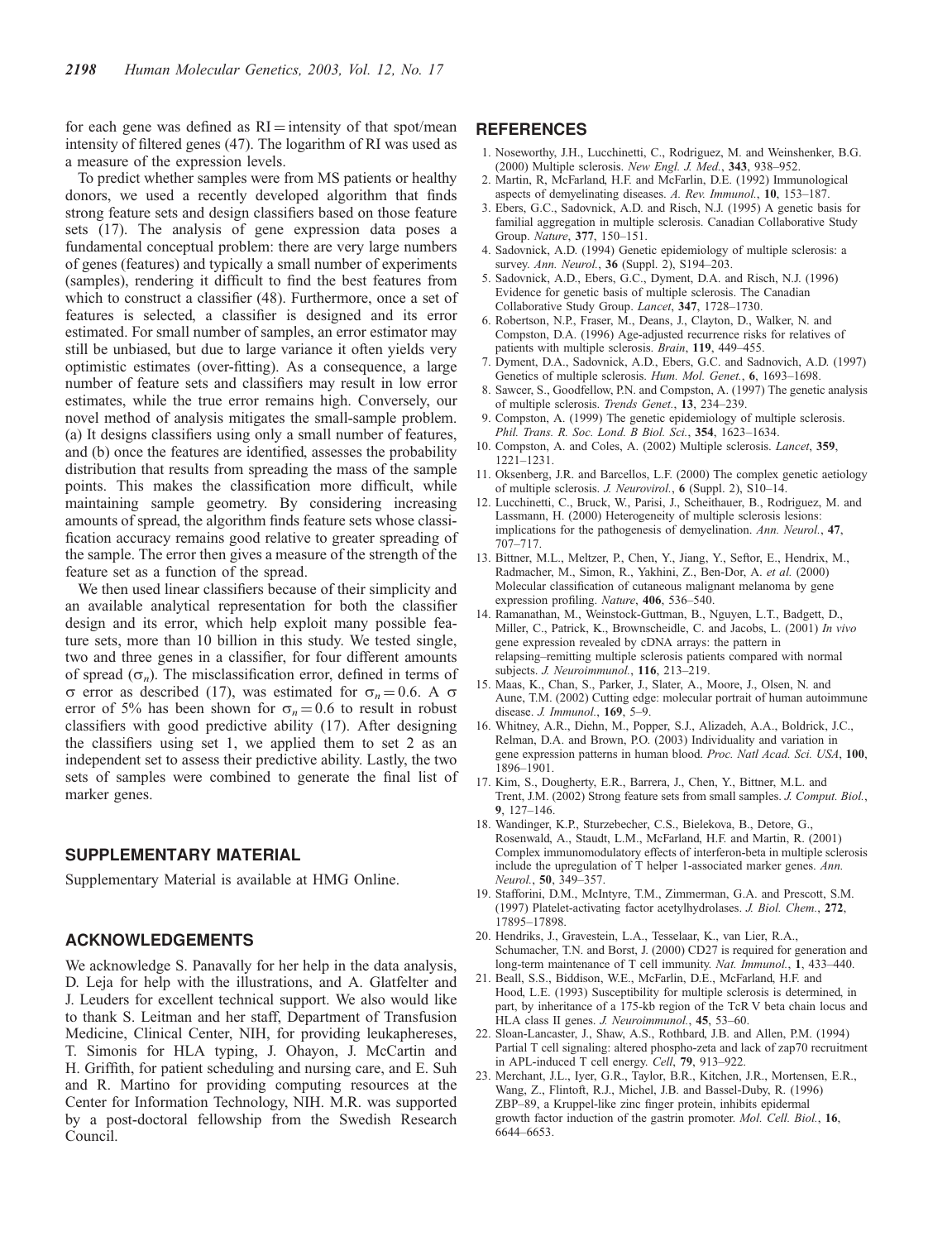for each gene was defined as RI = intensity of that spot/mean intensity of filtered genes (47). The logarithm of RI was used as a measure of the expression levels.

To predict whether samples were from MS patients or healthy donors, we used a recently developed algorithm that finds strong feature sets and design classifiers based on those feature sets (17). The analysis of gene expression data poses a fundamental conceptual problem: there are very large numbers of genes (features) and typically a small number of experiments (samples), rendering it difficult to find the best features from which to construct a classifier (48). Furthermore, once a set of features is selected, a classifier is designed and its error estimated. For small number of samples, an error estimator may still be unbiased, but due to large variance it often yields very optimistic estimates (over-fitting). As a consequence, a large number of feature sets and classifiers may result in low error estimates, while the true error remains high. Conversely, our novel method of analysis mitigates the small-sample problem. (a) It designs classifiers using only a small number of features, and (b) once the features are identified, assesses the probability distribution that results from spreading the mass of the sample points. This makes the classification more difficult, while maintaining sample geometry. By considering increasing amounts of spread, the algorithm finds feature sets whose classification accuracy remains good relative to greater spreading of the sample. The error then gives a measure of the strength of the feature set as a function of the spread.

We then used linear classifiers because of their simplicity and an available analytical representation for both the classifier design and its error, which help exploit many possible feature sets, more than 10 billion in this study. We tested single, two and three genes in a classifier, for four different amounts of spread ($\sigma_n$). The misclassification error, defined in terms of $\sigma$ error as described (17), was estimated for $\sigma_n = 0.6$. A $\sigma$ error of 5% has been shown for $\sigma_n = 0.6$ to result in robust classifiers with good predictive ability (17). After designing the classifiers using set 1, we applied them to set 2 as an independent set to assess their predictive ability. Lastly, the two sets of samples were combined to generate the final list of marker genes.

## SUPPLEMENTARY MATERIAL

Supplementary Material is available at HMG Online.

## ACKNOWLEDGEMENTS

We acknowledge S. Panavally for her help in the data analysis, D. Leja for help with the illustrations, and A. Glatfelter and J. Leuders for excellent technical support. We also would like to thank S. Leitman and her staff, Department of Transfusion Medicine, Clinical Center, NIH, for providing leukaphereses, T. Simonis for HLA typing, J. Ohayon, J. McCartin and H. Griffith, for patient scheduling and nursing care, and E. Suh and R. Martino for providing computing resources at the Center for Information Technology, NIH. M.R. was supported by a post-doctoral fellowship from the Swedish Research Council.

## REFERENCES

1. Noseworthy, J.H., Lucchinetti, C., Rodriguez, M. and Weinshenker, B.G. (2000) Multiple sclerosis. *New Engl. J. Med.*, **343**, 938–952.
2. Martin, R, McFarland, H.F. and McFarlin, D.E. (1992) Immunological aspects of demyelinating diseases. *A. Rev. Immunol.*, **10**, 153–187.
3. Ebers, G.C., Sadovnick, A.D. and Risch, N.J. (1995) A genetic basis for familial aggregation in multiple sclerosis. Canadian Collaborative Study Group. *Nature*, **377**, 150–151.
4. Sadovnick, A.D. (1994) Genetic epidemiology of multiple sclerosis: a survey. *Ann. Neurol.*, **36** (Suppl. 2), S194–203.
5. Sadovnick, A.D., Ebers, G.C., Dyment, D.A. and Risch, N.J. (1996) Evidence for genetic basis of multiple sclerosis. The Canadian Collaborative Study Group. *Lancet*, **347**, 1728–1730.
6. Robertson, N.P., Fraser, M., Deans, J., Clayton, D., Walker, N. and Compston, D.A. (1996) Age-adjusted recurrence risks for relatives of patients with multiple sclerosis. *Brain*, **119**, 449–455.
7. Dyment, D.A., Sadovnick, A.D., Ebers, G.C. and Sadnovich, A.D. (1997) Genetics of multiple sclerosis. *Hum. Mol. Genet.*, **6**, 1693–1698.
8. Sawcer, S., Goodfellow, P.N. and Compston, A. (1997) The genetic analysis of multiple sclerosis. *Trends Genet.*, **13**, 234–239.
9. Compston, A. (1999) The genetic epidemiology of multiple sclerosis. *Phil. Trans. R. Soc. Lond. B Biol. Sci.*, **354**, 1623–1634.
10. Compston, A. and Coles, A. (2002) Multiple sclerosis. *Lancet*, **359**, 1221–1231.
11. Oksenberg, J.R. and Barcellos, L.F. (2000) The complex genetic aetiology of multiple sclerosis. *J. Neurovirol.*, **6** (Suppl. 2), S10–14.
12. Lucchinetti, C., Bruck, W., Parisi, J., Scheithauer, B., Rodriguez, M. and Lassmann, H. (2000) Heterogeneity of multiple sclerosis lesions: implications for the pathogenesis of demyelination. *Ann. Neurol.*, **47**, 707–717.
13. Bittner, M.L., Meltzer, P., Chen, Y., Jiang, Y., Seftor, E., Hendrix, M., Radmacher, M., Simon, R., Yakhini, Z., Ben-Dor, A. *et al.* (2000) Molecular classification of cutaneous malignant melanoma by gene expression profiling. *Nature*, **406**, 536–540.
14. Ramanathan, M., Weinstock-Guttman, B., Nguyen, L.T., Badgett, D., Miller, C., Patrick, K., Brownscheidle, C. and Jacobs, L. (2001) *In vivo* gene expression revealed by cDNA arrays: the pattern in relapsing–remitting multiple sclerosis patients compared with normal subjects. *J. Neuroimmunol.*, **116**, 213–219.
15. Maas, K., Chan, S., Parker, J., Slater, A., Moore, J., Olsen, N. and Aune, T.M. (2002) Cutting edge: molecular portrait of human autoimmune disease. *J. Immunol.*, **169**, 5–9.
16. Whitney, A.R., Diehn, M., Popper, S.J., Alizadeh, A.A., Boldrick, J.C., Relman, D.A. and Brown, P.O. (2003) Individuality and variation in gene expression patterns in human blood. *Proc. Natl Acad. Sci. USA*, **100**, 1896–1901.
17. Kim, S., Dougherty, E.R., Barrera, J., Chen, Y., Bittner, M.L. and Trent, J.M. (2002) Strong feature sets from small samples. *J. Comput. Biol.*, **9**, 127–146.
18. Wandinger, K.P., Sturzebecher, C.S., Bielekova, B., Detore, G., Rosenwald, A., Staudt, L.M., McFarland, H.F. and Martin, R. (2001) Complex immunomodulatory effects of interferon-beta in multiple sclerosis include the upregulation of T helper 1-associated marker genes. *Ann. Neurol.*, **50**, 349–357.
19. Stafforini, D.M., McIntyre, T.M., Zimmerman, G.A. and Prescott, S.M. (1997) Platelet-activating factor acetylhydrolases. *J. Biol. Chem.*, **272**, 17895–17898.
20. Hendriks, J., Gravestein, L.A., Tesselaar, K., van Lier, R.A., Schumacher, T.N. and Borst, J. (2000) CD27 is required for generation and long-term maintenance of T cell immunity. *Nat. Immunol.*, **1**, 433–440.
21. Beall, S.S., Biddison, W.E., McFarlin, D.E., McFarland, H.F. and Hood, L.E. (1993) Susceptibility for multiple sclerosis is determined, in part, by inheritance of a 175-kb region of the TcR V beta chain locus and HLA class II genes. *J. Neuroimmunol.*, **45**, 53–60.
22. Sloan-Lancaster, J., Shaw, A.S., Rothbard, J.B. and Allen, P.M. (1994) Partial T cell signaling: altered phospho-zeta and lack of zap70 recruitment in APL-induced T cell energy. *Cell*, **79**, 913–922.
23. Merchant, J.L., Iyer, G.R., Taylor, B.R., Kitchen, J.R., Mortensen, E.R., Wang, Z., Flintoft, R.J., Michel, J.B. and Bassel-Duby, R. (1996) ZBP–89, a Kruppel-like zinc finger protein, inhibits epidermal growth factor induction of the gastrin promoter. *Mol. Cell. Biol.*, **16**, 6644–6653.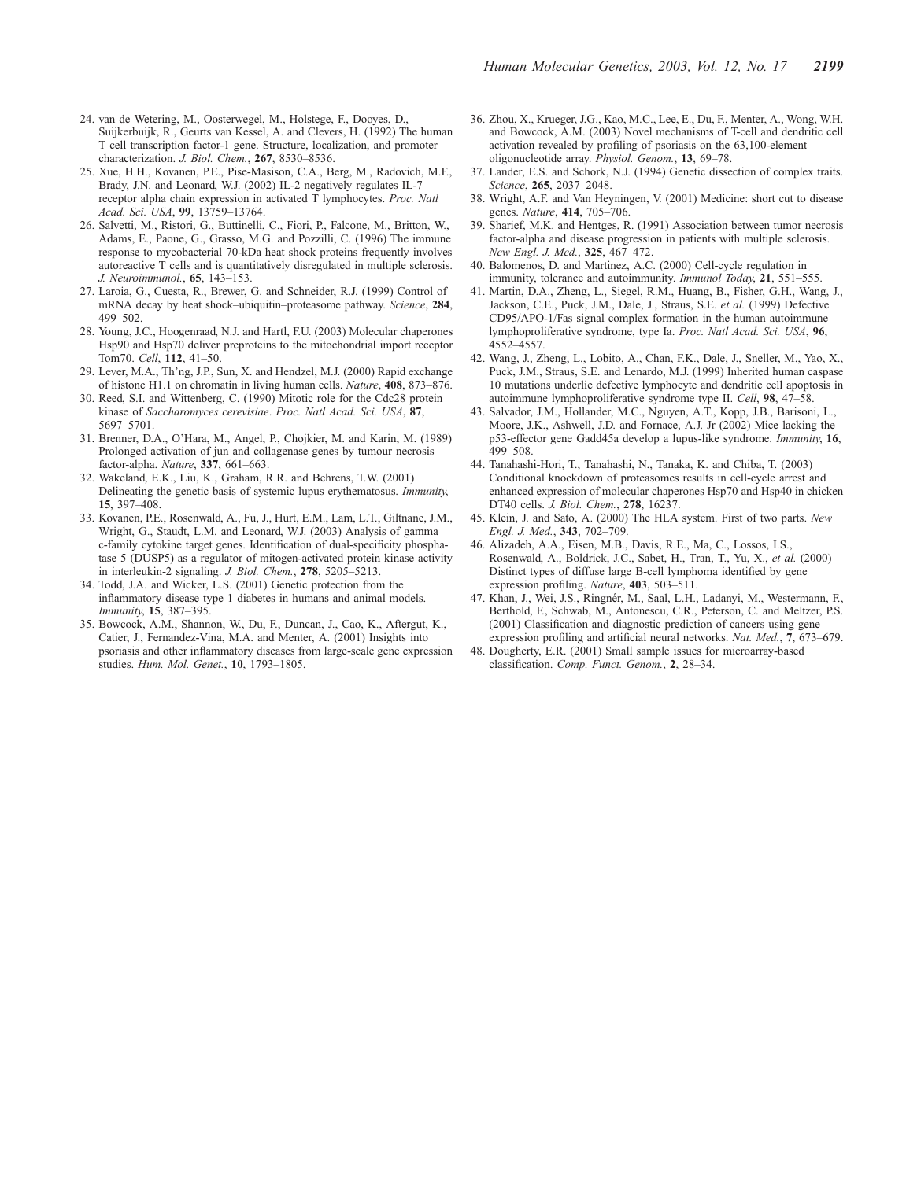24. van de Wetering, M., Oosterwegel, M., Holstege, F., Dooyes, D., Suijkerbuijk, R., Geurts van Kessel, A. and Clevers, H. (1992) The human T cell transcription factor-1 gene. Structure, localization, and promoter characterization. *J. Biol. Chem.*, **267**, 8530–8536.
25. Xue, H.H., Kovanen, P.E., Pise-Masison, C.A., Berg, M., Radovich, M.F., Brady, J.N. and Leonard, W.J. (2002) IL-2 negatively regulates IL-7 receptor alpha chain expression in activated T lymphocytes. *Proc. Natl Acad. Sci. USA*, **99**, 13759–13764.
26. Salvetti, M., Ristori, G., Buttinelli, C., Fiori, P., Falcone, M., Britton, W., Adams, E., Paone, G., Grasso, M.G. and Pozzilli, C. (1996) The immune response to mycobacterial 70-kDa heat shock proteins frequently involves autoreactive T cells and is quantitatively disregulated in multiple sclerosis. *J. Neuroimmunol.*, **65**, 143–153.
27. Laroia, G., Cuesta, R., Brewer, G. and Schneider, R.J. (1999) Control of mRNA decay by heat shock–ubiquitin–proteasome pathway. *Science*, **284**, 499–502.
28. Young, J.C., Hoogenraad, N.J. and Hartl, F.U. (2003) Molecular chaperones Hsp90 and Hsp70 deliver preproteins to the mitochondrial import receptor Tom70. *Cell*, **112**, 41–50.
29. Lever, M.A., Th'ng, J.P., Sun, X. and Hendzel, M.J. (2000) Rapid exchange of histone H1.1 on chromatin in living human cells. *Nature*, **408**, 873–876.
30. Reed, S.I. and Wittenberg, C. (1990) Mitotic role for the Cdc28 protein kinase of *Saccharomyces cerevisiae*. *Proc. Natl Acad. Sci. USA*, **87**, 5697–5701.
31. Brenner, D.A., O'Hara, M., Angel, P., Chojkier, M. and Karin, M. (1989) Prolonged activation of jun and collagenase genes by tumour necrosis factor-alpha. *Nature*, **337**, 661–663.
32. Wakeland, E.K., Liu, K., Graham, R.R. and Behrens, T.W. (2001) Delineating the genetic basis of systemic lupus erythematosus. *Immunity*, **15**, 397–408.
33. Kovanen, P.E., Rosenwald, A., Fu, J., Hurt, E.M., Lam, L.T., Giltnane, J.M., Wright, G., Staudt, L.M. and Leonard, W.J. (2003) Analysis of gamma c-family cytokine target genes. Identification of dual-specificity phosphatase 5 (DUSP5) as a regulator of mitogen-activated protein kinase activity in interleukin-2 signaling. *J. Biol. Chem.*, **278**, 5205–5213.
34. Todd, J.A. and Wicker, L.S. (2001) Genetic protection from the inflammatory disease type 1 diabetes in humans and animal models. *Immunity*, **15**, 387–395.
35. Bowcock, A.M., Shannon, W., Du, F., Duncan, J., Cao, K., Aftergut, K., Catier, J., Fernandez-Vina, M.A. and Menter, A. (2001) Insights into psoriasis and other inflammatory diseases from large-scale gene expression studies. *Hum. Mol. Genet.*, **10**, 1793–1805.
36. Zhou, X., Krueger, J.G., Kao, M.C., Lee, E., Du, F., Menter, A., Wong, W.H. and Bowcock, A.M. (2003) Novel mechanisms of T-cell and dendritic cell activation revealed by profiling of psoriasis on the 63,100-element oligonucleotide array. *Physiol. Genom.*, **13**, 69–78.
37. Lander, E.S. and Schork, N.J. (1994) Genetic dissection of complex traits. *Science*, **265**, 2037–2048.
38. Wright, A.F. and Van Heyningen, V. (2001) Medicine: short cut to disease genes. *Nature*, **414**, 705–706.
39. Sharief, M.K. and Hentges, R. (1991) Association between tumor necrosis factor-alpha and disease progression in patients with multiple sclerosis. *New Engl. J. Med.*, **325**, 467–472.
40. Balomenos, D. and Martinez, A.C. (2000) Cell-cycle regulation in immunity, tolerance and autoimmunity. *Immunol Today*, **21**, 551–555.
41. Martin, D.A., Zheng, L., Siegel, R.M., Huang, B., Fisher, G.H., Wang, J., Jackson, C.E., Puck, J.M., Dale, J., Straus, S.E. *et al.* (1999) Defective CD95/APO-1/Fas signal complex formation in the human autoimmune lymphoproliferative syndrome, type Ia. *Proc. Natl Acad. Sci. USA*, **96**, 4552–4557.
42. Wang, J., Zheng, L., Lobito, A., Chan, F.K., Dale, J., Sneller, M., Yao, X., Puck, J.M., Straus, S.E. and Lenardo, M.J. (1999) Inherited human caspase 10 mutations underlie defective lymphocyte and dendritic cell apoptosis in autoimmune lymphoproliferative syndrome type II. *Cell*, **98**, 47–58.
43. Salvador, J.M., Hollander, M.C., Nguyen, A.T., Kopp, J.B., Barisoni, L., Moore, J.K., Ashwell, J.D. and Fornace, A.J. Jr (2002) Mice lacking the p53-effector gene Gadd45a develop a lupus-like syndrome. *Immunity*, **16**, 499–508.
44. Tanahashi-Hori, T., Tanahashi, N., Tanaka, K. and Chiba, T. (2003) Conditional knockdown of proteasomes results in cell-cycle arrest and enhanced expression of molecular chaperones Hsp70 and Hsp40 in chicken DT40 cells. *J. Biol. Chem.*, **278**, 16237.
45. Klein, J. and Sato, A. (2000) The HLA system. First of two parts. *New Engl. J. Med.*, **343**, 702–709.
46. Alizadeh, A.A., Eisen, M.B., Davis, R.E., Ma, C., Lossos, I.S., Rosenwald, A., Boldrick, J.C., Sabet, H., Tran, T., Yu, X., *et al.* (2000) Distinct types of diffuse large B-cell lymphoma identified by gene expression profiling. *Nature*, **403**, 503–511.
47. Khan, J., Wei, J.S., Ringnér, M., Saal, L.H., Ladanyi, M., Westermann, F., Berthold, F., Schwab, M., Antonescu, C.R., Peterson, C. and Meltzer, P.S. (2001) Classification and diagnostic prediction of cancers using gene expression profiling and artificial neural networks. *Nat. Med.*, **7**, 673–679.
48. Dougherty, E.R. (2001) Small sample issues for microarray-based classification. *Comp. Funct. Genom.*, **2**, 28–34.